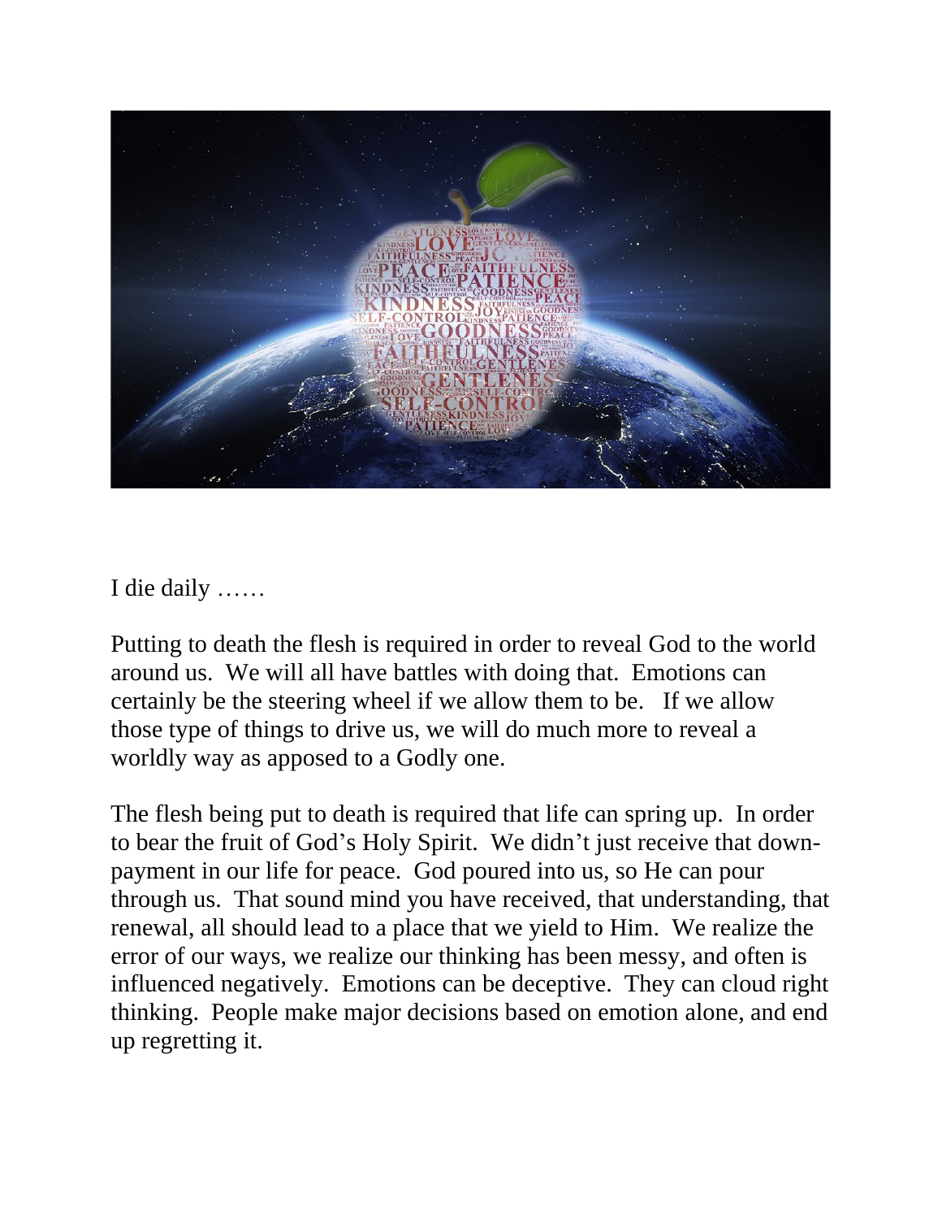I die daily ……

Putting to death the flesh is required in order to reveal God to the world around us. We will all have battles with doing that. Emotions can certainly be the steering wheel if we allow them to be. If we allow those type of things to drive us, we will do much more to reveal a worldly way as apposed to a Godly one.

The flesh being put to death is required that life can spring up. In order to bear the fruit of God's Holy Spirit. We didn't just receive that down-payment in our life for peace. God poured into us, so He can pour through us. That sound mind you have received, that understanding, that renewal, all should lead to a place that we yield to Him. We realize the error of our ways, we realize our thinking has been messy, and often is influenced negatively. Emotions can be deceptive. They can cloud right thinking. People make major decisions based on emotion alone, and end up regretting it.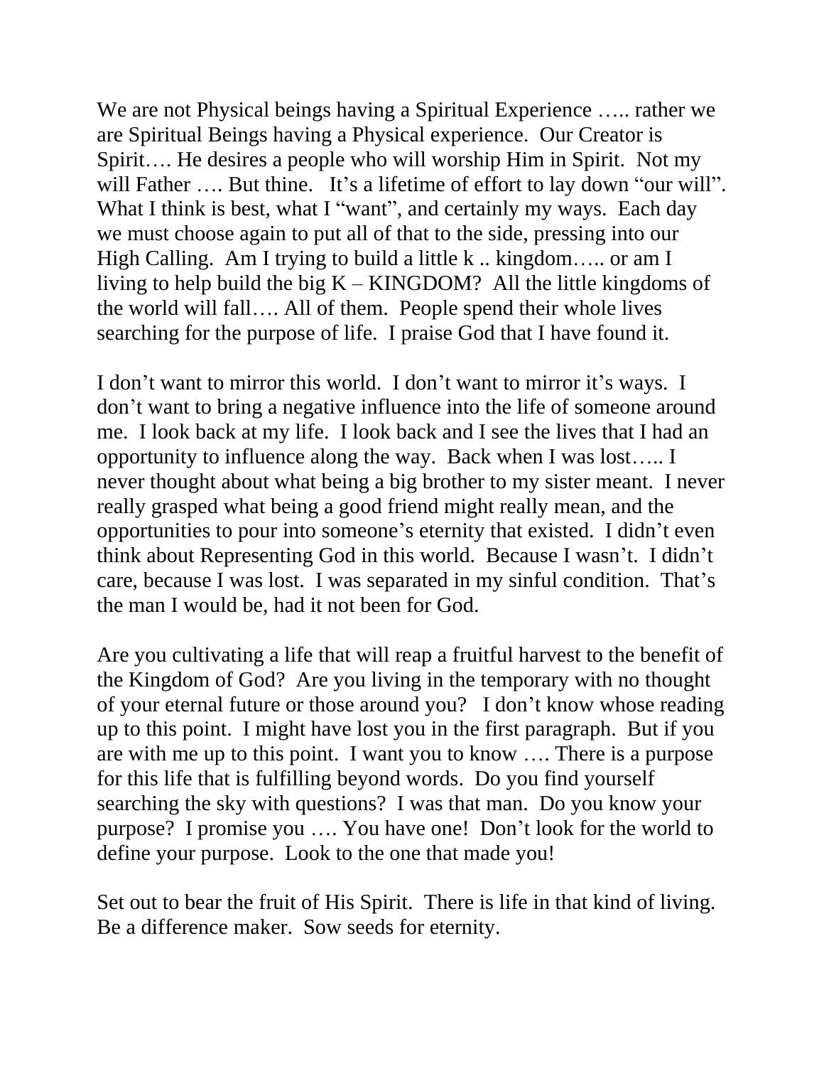We are not Physical beings having a Spiritual Experience ….. rather we are Spiritual Beings having a Physical experience. Our Creator is Spirit…. He desires a people who will worship Him in Spirit. Not my will Father …. But thine. It's a lifetime of effort to lay down "our will". What I think is best, what I "want", and certainly my ways. Each day we must choose again to put all of that to the side, pressing into our High Calling. Am I trying to build a little k .. kingdom….. or am I living to help build the big K – KINGDOM? All the little kingdoms of the world will fall…. All of them. People spend their whole lives searching for the purpose of life. I praise God that I have found it.

I don't want to mirror this world. I don't want to mirror it's ways. I don't want to bring a negative influence into the life of someone around me. I look back at my life. I look back and I see the lives that I had an opportunity to influence along the way. Back when I was lost….. I never thought about what being a big brother to my sister meant. I never really grasped what being a good friend might really mean, and the opportunities to pour into someone's eternity that existed. I didn't even think about Representing God in this world. Because I wasn't. I didn't care, because I was lost. I was separated in my sinful condition. That's the man I would be, had it not been for God.

Are you cultivating a life that will reap a fruitful harvest to the benefit of the Kingdom of God? Are you living in the temporary with no thought of your eternal future or those around you? I don't know whose reading up to this point. I might have lost you in the first paragraph. But if you are with me up to this point. I want you to know …. There is a purpose for this life that is fulfilling beyond words. Do you find yourself searching the sky with questions? I was that man. Do you know your purpose? I promise you …. You have one! Don't look for the world to define your purpose. Look to the one that made you!

Set out to bear the fruit of His Spirit. There is life in that kind of living. Be a difference maker. Sow seeds for eternity.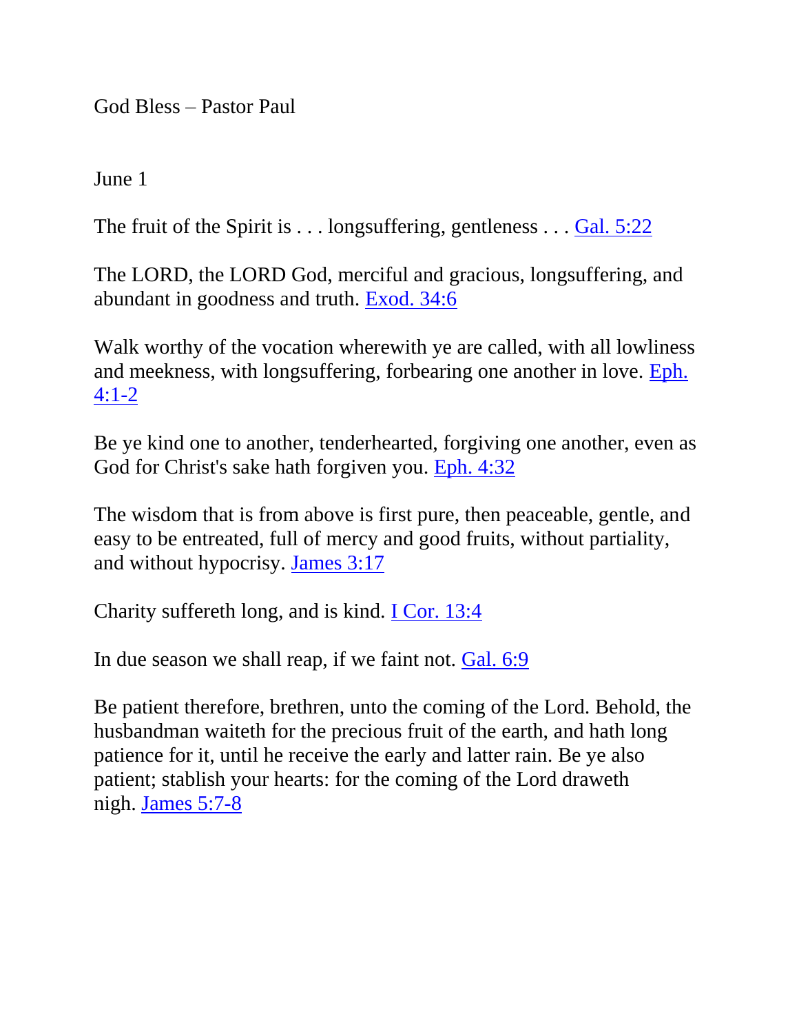God Bless – Pastor Paul

June 1

The fruit of the Spirit is . . . longsuffering, gentleness . . . Gal. 5:22

The LORD, the LORD God, merciful and gracious, longsuffering, and abundant in goodness and truth. Exod. 34:6

Walk worthy of the vocation wherewith ye are called, with all lowliness and meekness, with longsuffering, forbearing one another in love. Eph. 4:1-2

Be ye kind one to another, tenderhearted, forgiving one another, even as God for Christ's sake hath forgiven you. Eph. 4:32

The wisdom that is from above is first pure, then peaceable, gentle, and easy to be entreated, full of mercy and good fruits, without partiality, and without hypocrisy. James 3:17

Charity suffereth long, and is kind. I Cor. 13:4

In due season we shall reap, if we faint not. Gal. 6:9

Be patient therefore, brethren, unto the coming of the Lord. Behold, the husbandman waiteth for the precious fruit of the earth, and hath long patience for it, until he receive the early and latter rain. Be ye also patient; stablish your hearts: for the coming of the Lord draweth nigh. James 5:7-8